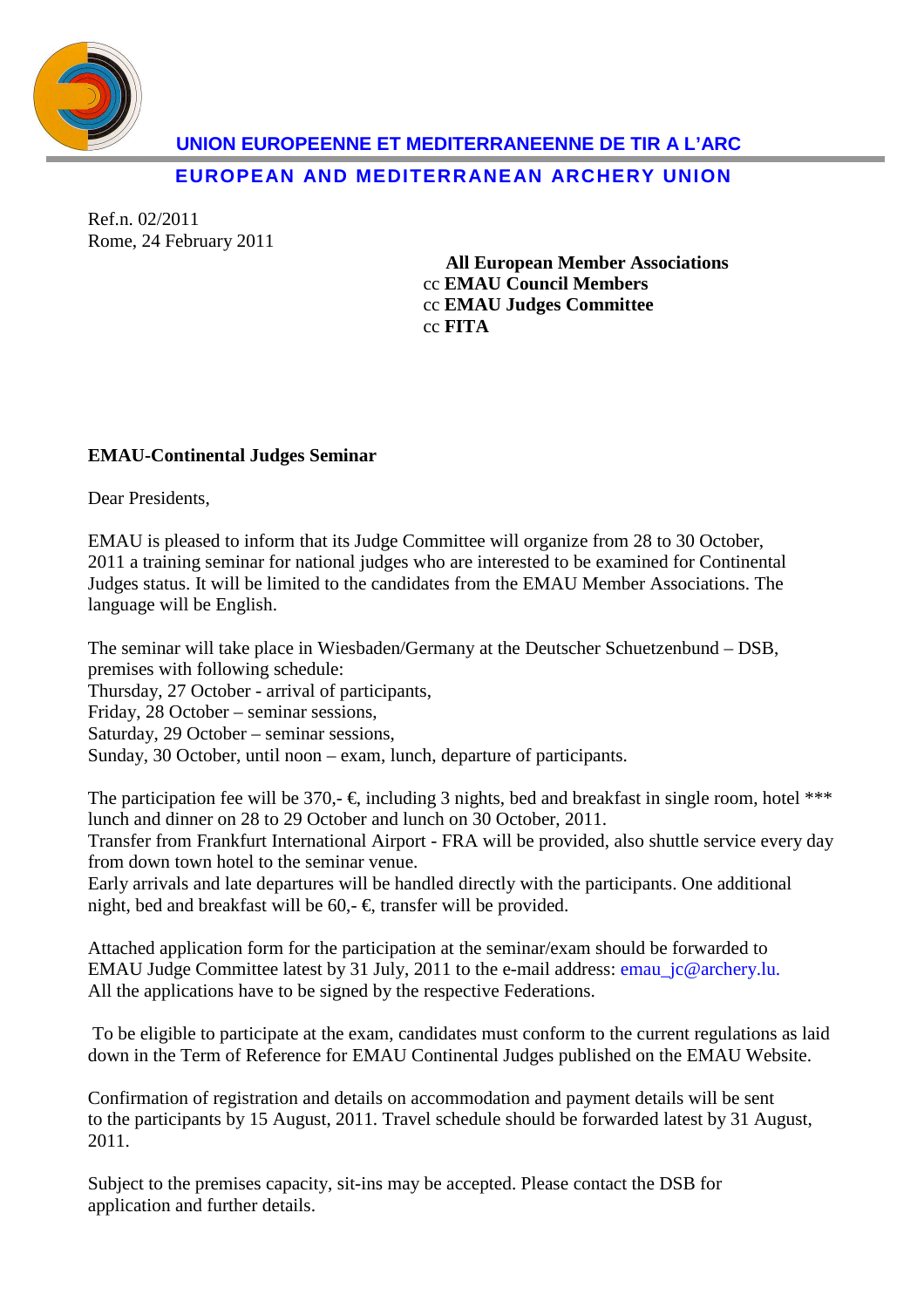**UNION EUROPEENNE ET MEDITERRANEENNE DE TIR A L'ARC**

**EUROPEAN AND MEDITERRANEAN ARCHERY UNION**

Ref.n. 02/2011
Rome, 24 February 2011

**All European Member Associations**
cc **EMAU Council Members**
cc **EMAU Judges Committee**
cc **FITA**

**EMAU-Continental Judges Seminar**

Dear Presidents,

EMAU is pleased to inform that its Judge Committee will organize from 28 to 30 October, 2011 a training seminar for national judges who are interested to be examined for Continental Judges status. It will be limited to the candidates from the EMAU Member Associations. The language will be English.

The seminar will take place in Wiesbaden/Germany at the Deutscher Schuetzenbund – DSB, premises with following schedule:
Thursday, 27 October - arrival of participants,
Friday, 28 October – seminar sessions,
Saturday, 29 October – seminar sessions,
Sunday, 30 October, until noon – exam, lunch, departure of participants.

The participation fee will be 370,- €, including 3 nights, bed and breakfast in single room, hotel *** lunch and dinner on 28 to 29 October and lunch on 30 October, 2011.
Transfer from Frankfurt International Airport - FRA will be provided, also shuttle service every day from down town hotel to the seminar venue.
Early arrivals and late departures will be handled directly with the participants. One additional night, bed and breakfast will be 60,- €, transfer will be provided.

Attached application form for the participation at the seminar/exam should be forwarded to EMAU Judge Committee latest by 31 July, 2011 to the e-mail address: emau_jc@archery.lu.
All the applications have to be signed by the respective Federations.

To be eligible to participate at the exam, candidates must conform to the current regulations as laid down in the Term of Reference for EMAU Continental Judges published on the EMAU Website.

Confirmation of registration and details on accommodation and payment details will be sent to the participants by 15 August, 2011. Travel schedule should be forwarded latest by 31 August, 2011.

Subject to the premises capacity, sit-ins may be accepted. Please contact the DSB for application and further details.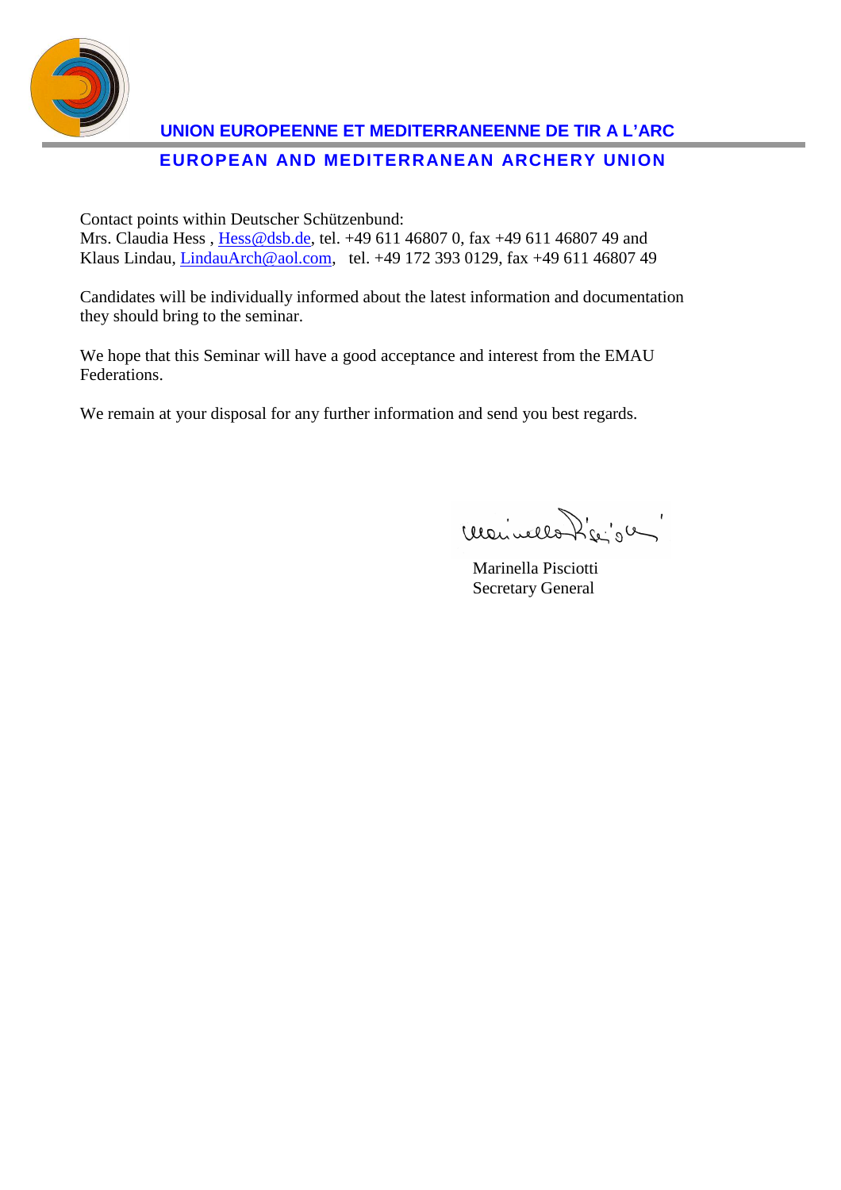**UNION EUROPEENNE ET MEDITERRANEENNE DE TIR A L'ARC**

**EUROPEAN AND MEDITERRANEAN ARCHERY UNION**

Contact points within Deutscher Schützenbund:
Mrs. Claudia Hess , Hess@dsb.de, tel. +49 611 46807 0, fax +49 611 46807 49 and
Klaus Lindau, LindauArch@aol.com, tel. +49 172 393 0129, fax +49 611 46807 49

Candidates will be individually informed about the latest information and documentation they should bring to the seminar.

We hope that this Seminar will have a good acceptance and interest from the EMAU Federations.

We remain at your disposal for any further information and send you best regards.

Marinella Pisciotti
Secretary General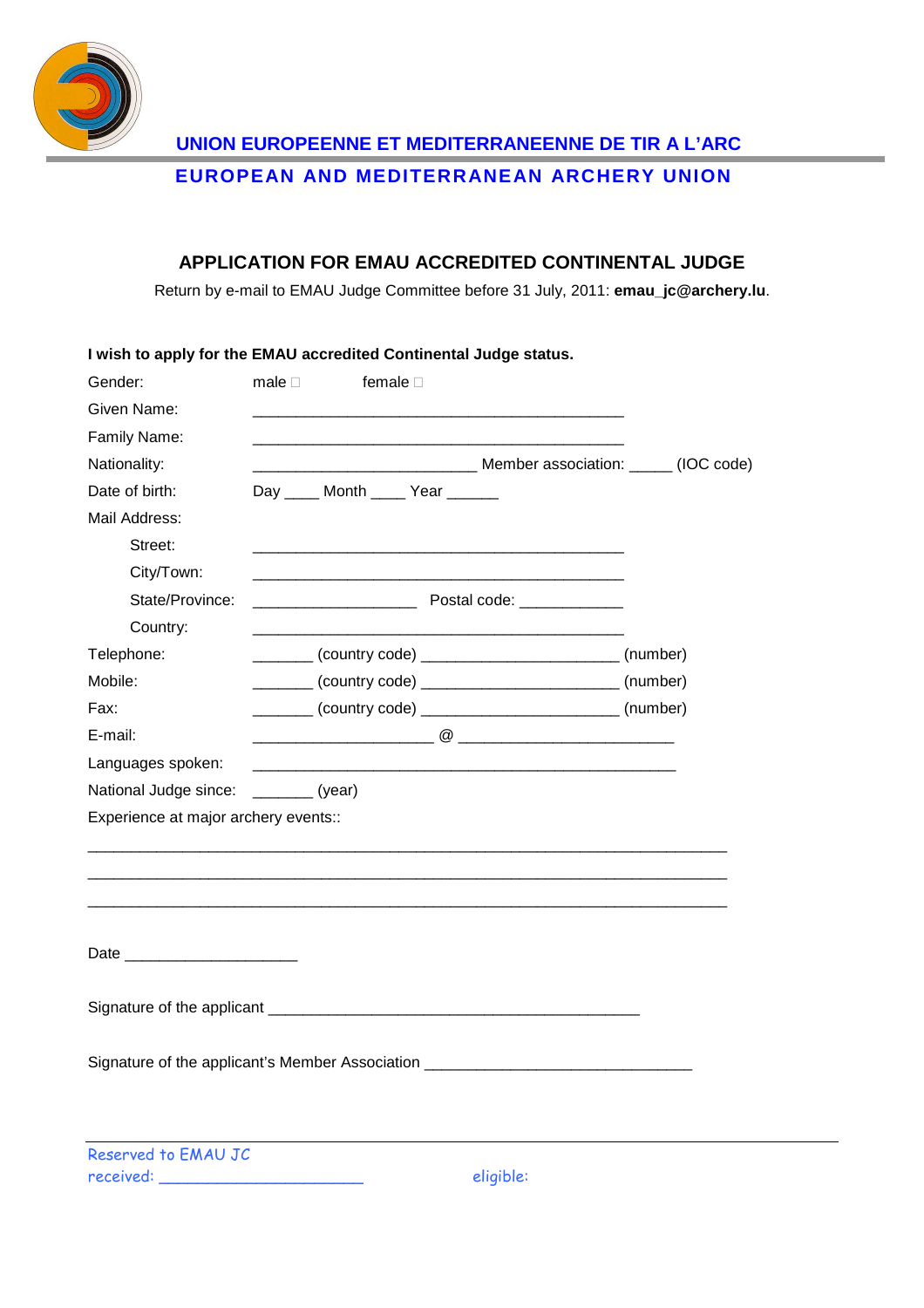**UNION EUROPEENNE ET MEDITERRANEENNE DE TIR A L'ARC**

**EUROPEAN AND MEDITERRANEAN ARCHERY UNION**

## APPLICATION FOR EMAU ACCREDITED CONTINENTAL JUDGE

Return by e-mail to EMAU Judge Committee before 31 July, 2011: **emau_jc@archery.lu**.

**I wish to apply for the EMAU accredited Continental Judge status.**

Gender: male ☐ female ☐

Given Name: ___________________________________________

Family Name: ___________________________________________

Nationality: __________________________ Member association: _____ (IOC code)

Date of birth: Day ____ Month ____ Year ______

Mail Address:

Street: ___________________________________________

City/Town: ___________________________________________

State/Province: ___________________ Postal code: ____________

Country: ___________________________________________

Telephone: _______ (country code) _______________________ (number)

Mobile: _______ (country code) _______________________ (number)

Fax: _______ (country code) _______________________ (number)

E-mail: _____________________ @ _________________________

Languages spoken: _________________________________________________

National Judge since: _______ (year)

Experience at major archery events::

___________________________________________________________________________

___________________________________________________________________________

___________________________________________________________________________

Date ____________________

Signature of the applicant ____________________________________________

Signature of the applicant's Member Association _______________________________

---

Reserved to EMAU JC

received: ________________________ eligible: